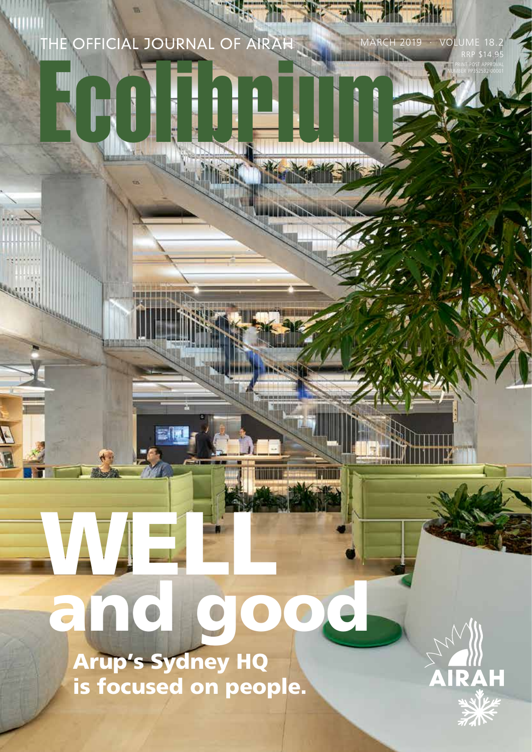THE OFFICIAL JOURNAL OF AIRAH

MARCH 2019 · VOLUME 18.2

RRP $14.95

PRINT POST APPROVAL NUMBER PP352532/00001

# Ecolibrium

# WELL and good

**Arup's Sydney HQ is focused on people.**

AIRAH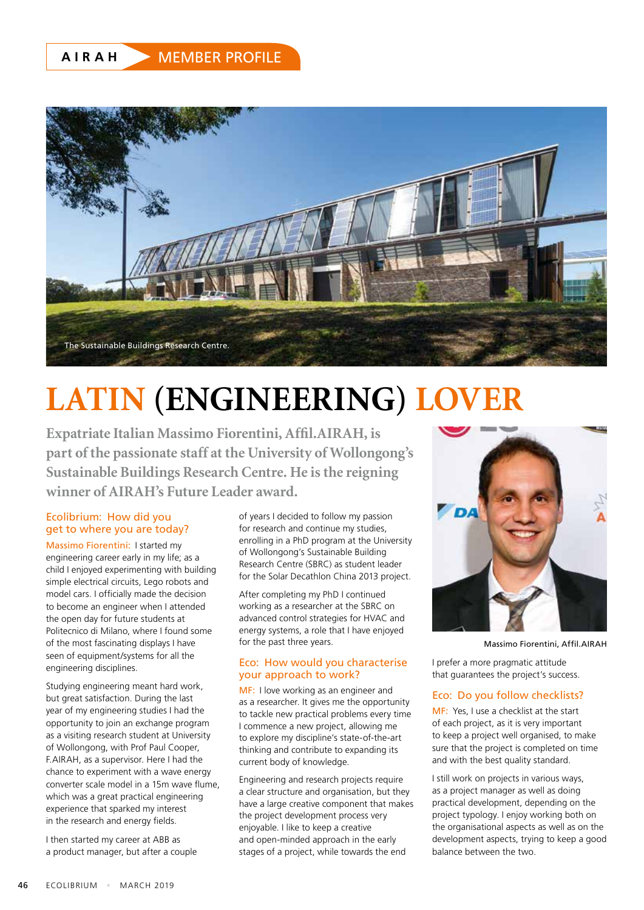AIRAH MEMBER PROFILE

The Sustainable Buildings Research Centre.

# LATIN (ENGINEERING) LOVER

**Expatriate Italian Massimo Fiorentini, Affil.AIRAH, is part of the passionate staff at the University of Wollongong's Sustainable Buildings Research Centre. He is the reigning winner of AIRAH's Future Leader award.**

Massimo Fiorentini, Affil.AIRAH

### Ecolibrium: How did you get to where you are today?

Massimo Fiorentini: I started my engineering career early in my life; as a child I enjoyed experimenting with building simple electrical circuits, Lego robots and model cars. I officially made the decision to become an engineer when I attended the open day for future students at Politecnico di Milano, where I found some of the most fascinating displays I have seen of equipment/systems for all the engineering disciplines.

Studying engineering meant hard work, but great satisfaction. During the last year of my engineering studies I had the opportunity to join an exchange program as a visiting research student at University of Wollongong, with Prof Paul Cooper, F.AIRAH, as a supervisor. Here I had the chance to experiment with a wave energy converter scale model in a 15m wave flume, which was a great practical engineering experience that sparked my interest in the research and energy fields.

I then started my career at ABB as a product manager, but after a couple of years I decided to follow my passion for research and continue my studies, enrolling in a PhD program at the University of Wollongong's Sustainable Building Research Centre (SBRC) as student leader for the Solar Decathlon China 2013 project.

After completing my PhD I continued working as a researcher at the SBRC on advanced control strategies for HVAC and energy systems, a role that I have enjoyed for the past three years.

### Eco: How would you characterise your approach to work?

MF: I love working as an engineer and as a researcher. It gives me the opportunity to tackle new practical problems every time I commence a new project, allowing me to explore my discipline's state-of-the-art thinking and contribute to expanding its current body of knowledge.

Engineering and research projects require a clear structure and organisation, but they have a large creative component that makes the project development process very enjoyable. I like to keep a creative and open-minded approach in the early stages of a project, while towards the end I prefer a more pragmatic attitude that guarantees the project's success.

### Eco: Do you follow checklists?

MF: Yes, I use a checklist at the start of each project, as it is very important to keep a project well organised, to make sure that the project is completed on time and with the best quality standard.

I still work on projects in various ways, as a project manager as well as doing practical development, depending on the project typology. I enjoy working both on the organisational aspects as well as on the development aspects, trying to keep a good balance between the two.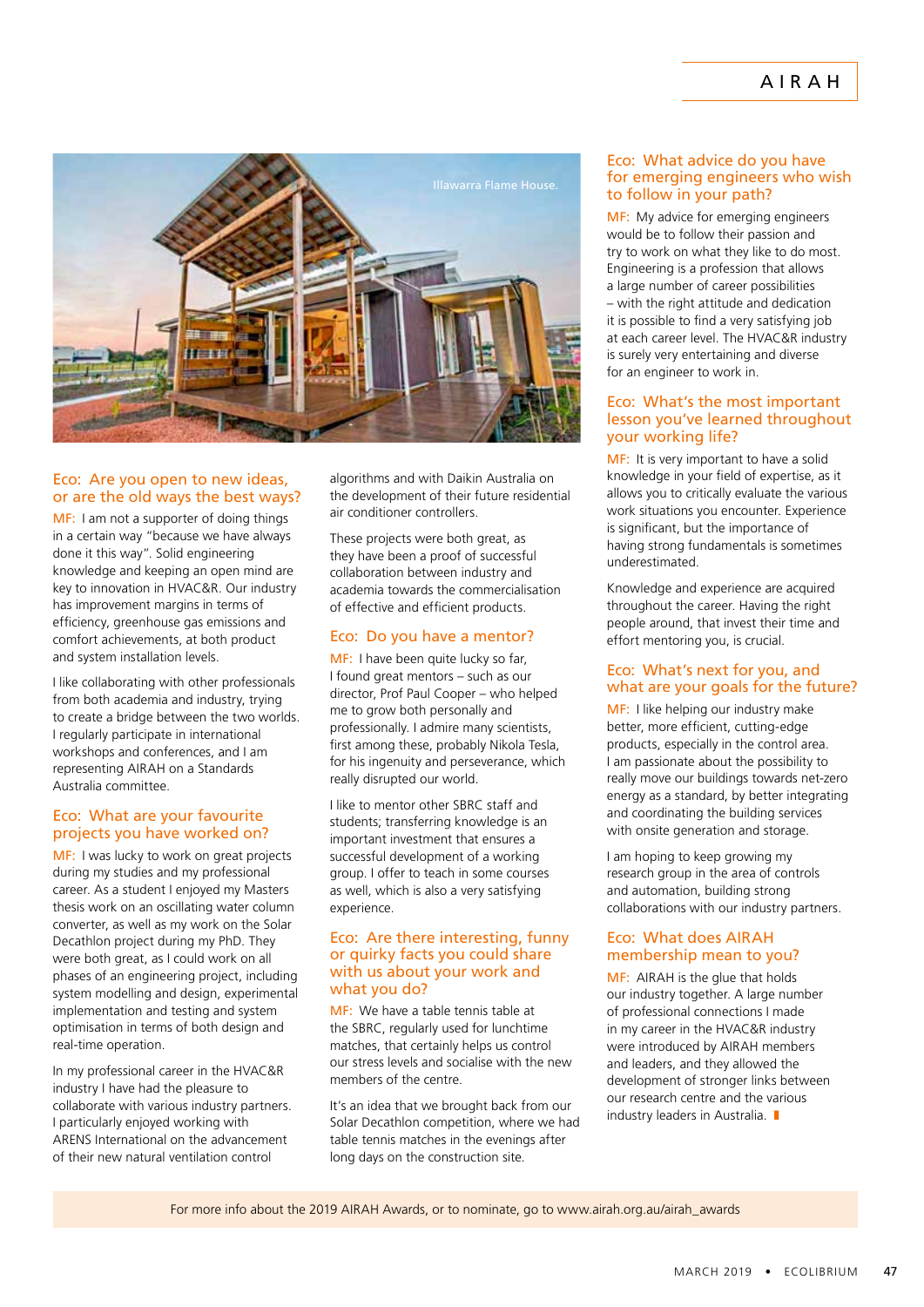Illawarra Flame House.

### Eco: Are you open to new ideas, or are the old ways the best ways?

MF: I am not a supporter of doing things in a certain way "because we have always done it this way". Solid engineering knowledge and keeping an open mind are key to innovation in HVAC&R. Our industry has improvement margins in terms of efficiency, greenhouse gas emissions and comfort achievements, at both product and system installation levels.

I like collaborating with other professionals from both academia and industry, trying to create a bridge between the two worlds. I regularly participate in international workshops and conferences, and I am representing AIRAH on a Standards Australia committee.

### Eco: What are your favourite projects you have worked on?

MF: I was lucky to work on great projects during my studies and my professional career. As a student I enjoyed my Masters thesis work on an oscillating water column converter, as well as my work on the Solar Decathlon project during my PhD. They were both great, as I could work on all phases of an engineering project, including system modelling and design, experimental implementation and testing and system optimisation in terms of both design and real-time operation.

In my professional career in the HVAC&R industry I have had the pleasure to collaborate with various industry partners. I particularly enjoyed working with ARENS International on the advancement of their new natural ventilation control algorithms and with Daikin Australia on the development of their future residential air conditioner controllers.

These projects were both great, as they have been a proof of successful collaboration between industry and academia towards the commercialisation of effective and efficient products.

### Eco: Do you have a mentor?

MF: I have been quite lucky so far, I found great mentors – such as our director, Prof Paul Cooper – who helped me to grow both personally and professionally. I admire many scientists, first among these, probably Nikola Tesla, for his ingenuity and perseverance, which really disrupted our world.

I like to mentor other SBRC staff and students; transferring knowledge is an important investment that ensures a successful development of a working group. I offer to teach in some courses as well, which is also a very satisfying experience.

### Eco: Are there interesting, funny or quirky facts you could share with us about your work and what you do?

MF: We have a table tennis table at the SBRC, regularly used for lunchtime matches, that certainly helps us control our stress levels and socialise with the new members of the centre.

It's an idea that we brought back from our Solar Decathlon competition, where we had table tennis matches in the evenings after long days on the construction site.

### Eco: What advice do you have for emerging engineers who wish to follow in your path?

MF: My advice for emerging engineers would be to follow their passion and try to work on what they like to do most. Engineering is a profession that allows a large number of career possibilities – with the right attitude and dedication it is possible to find a very satisfying job at each career level. The HVAC&R industry is surely very entertaining and diverse for an engineer to work in.

### Eco: What's the most important lesson you've learned throughout your working life?

MF: It is very important to have a solid knowledge in your field of expertise, as it allows you to critically evaluate the various work situations you encounter. Experience is significant, but the importance of having strong fundamentals is sometimes underestimated.

Knowledge and experience are acquired throughout the career. Having the right people around, that invest their time and effort mentoring you, is crucial.

### Eco: What's next for you, and what are your goals for the future?

MF: I like helping our industry make better, more efficient, cutting-edge products, especially in the control area. I am passionate about the possibility to really move our buildings towards net-zero energy as a standard, by better integrating and coordinating the building services with onsite generation and storage.

I am hoping to keep growing my research group in the area of controls and automation, building strong collaborations with our industry partners.

### Eco: What does AIRAH membership mean to you?

MF: AIRAH is the glue that holds our industry together. A large number of professional connections I made in my career in the HVAC&R industry were introduced by AIRAH members and leaders, and they allowed the development of stronger links between our research centre and the various industry leaders in Australia.

For more info about the 2019 AIRAH Awards, or to nominate, go to www.airah.org.au/airah_awards